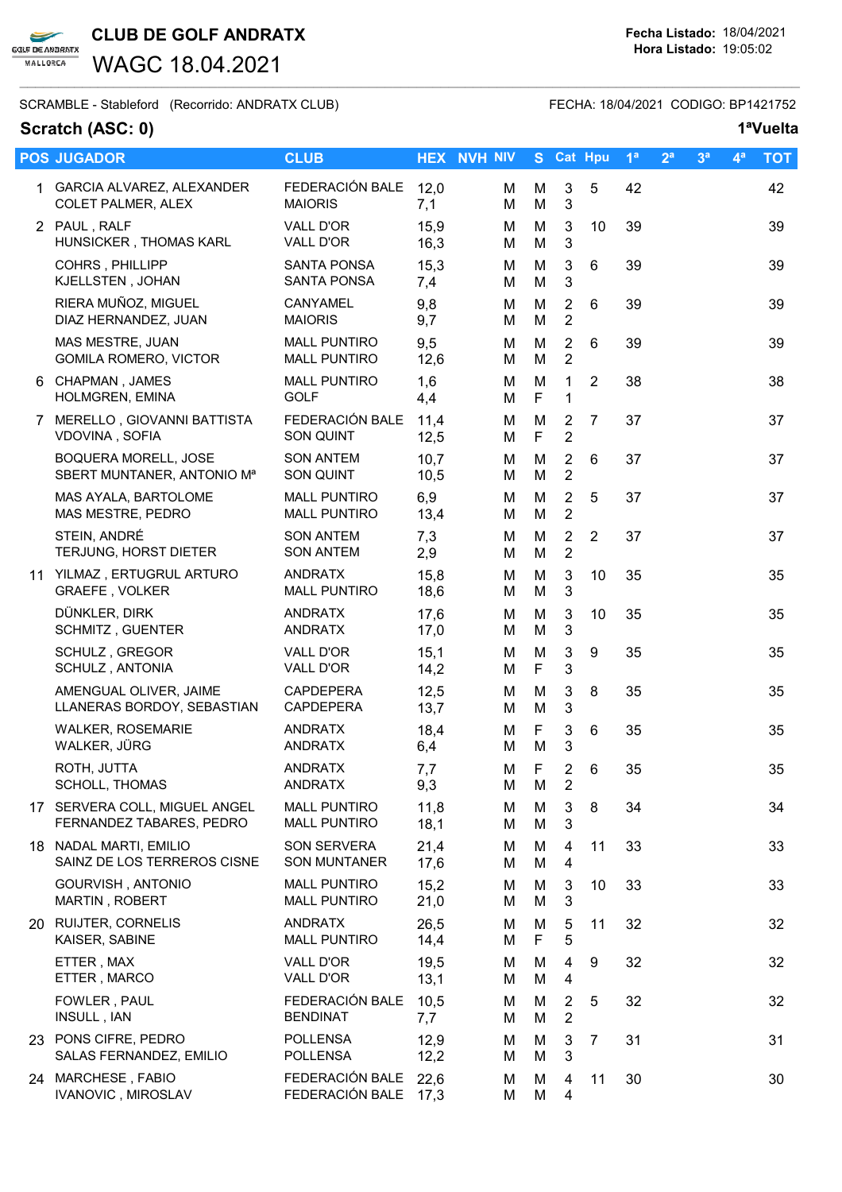# CLUB DE GOLF ANDRATX

## WAGC 18.04.2021

**Fecha Listado:** 18/04/2021
**Hora Listado:** 19:05:02

SCRAMBLE - Stableford (Recorrido: ANDRATX CLUB) FECHA: 18/04/2021 CODIGO: BP1421752

### Scratch (ASC: 0) 1ªVuelta

| POS | JUGADOR | CLUB | HEX | NVH | NIV | S | Cat | Hpu | 1ª | 2ª | 3ª | 4ª | TOT |
|---|---|---|---|---|---|---|---|---|---|---|---|---|---|
| 1 | GARCIA ALVAREZ, ALEXANDER<br>COLET PALMER, ALEX | FEDERACIÓN BALE<br>MAIORIS | 12,0<br>7,1 | | M<br>M | M<br>M | 3<br>3 | 5 | 42 | | | | 42 |
| 2 | PAUL , RALF<br>HUNSICKER , THOMAS KARL | VALL D'OR<br>VALL D'OR | 15,9<br>16,3 | | M<br>M | M<br>M | 3<br>3 | 10 | 39 | | | | 39 |
| | COHRS , PHILLIPP<br>KJELLSTEN , JOHAN | SANTA PONSA<br>SANTA PONSA | 15,3<br>7,4 | | M<br>M | M<br>M | 3<br>3 | 6 | 39 | | | | 39 |
| | RIERA MUÑOZ, MIGUEL<br>DIAZ HERNANDEZ, JUAN | CANYAMEL<br>MAIORIS | 9,8<br>9,7 | | M<br>M | M<br>M | 2<br>2 | 6 | 39 | | | | 39 |
| | MAS MESTRE, JUAN<br>GOMILA ROMERO, VICTOR | MALL PUNTIRO<br>MALL PUNTIRO | 9,5<br>12,6 | | M<br>M | M<br>M | 2<br>2 | 6 | 39 | | | | 39 |
| 6 | CHAPMAN , JAMES<br>HOLMGREN, EMINA | MALL PUNTIRO<br>GOLF | 1,6<br>4,4 | | M<br>M | M<br>F | 1<br>1 | 2 | 38 | | | | 38 |
| 7 | MERELLO , GIOVANNI BATTISTA<br>VDOVINA , SOFIA | FEDERACIÓN BALE<br>SON QUINT | 11,4<br>12,5 | | M<br>M | M<br>F | 2<br>2 | 7 | 37 | | | | 37 |
| | BOQUERA MORELL, JOSE<br>SBERT MUNTANER, ANTONIO Mª | SON ANTEM<br>SON QUINT | 10,7<br>10,5 | | M<br>M | M<br>M | 2<br>2 | 6 | 37 | | | | 37 |
| | MAS AYALA, BARTOLOME<br>MAS MESTRE, PEDRO | MALL PUNTIRO<br>MALL PUNTIRO | 6,9<br>13,4 | | M<br>M | M<br>M | 2<br>2 | 5 | 37 | | | | 37 |
| | STEIN, ANDRÉ<br>TERJUNG, HORST DIETER | SON ANTEM<br>SON ANTEM | 7,3<br>2,9 | | M<br>M | M<br>M | 2<br>2 | 2 | 37 | | | | 37 |
| 11 | YILMAZ , ERTUGRUL ARTURO<br>GRAEFE , VOLKER | ANDRATX<br>MALL PUNTIRO | 15,8<br>18,6 | | M<br>M | M<br>M | 3<br>3 | 10 | 35 | | | | 35 |
| | DÜNKLER, DIRK<br>SCHMITZ , GUENTER | ANDRATX<br>ANDRATX | 17,6<br>17,0 | | M<br>M | M<br>M | 3<br>3 | 10 | 35 | | | | 35 |
| | SCHULZ , GREGOR<br>SCHULZ , ANTONIA | VALL D'OR<br>VALL D'OR | 15,1<br>14,2 | | M<br>M | M<br>F | 3<br>3 | 9 | 35 | | | | 35 |
| | AMENGUAL OLIVER, JAIME<br>LLANERAS BORDOY, SEBASTIAN | CAPDEPERA<br>CAPDEPERA | 12,5<br>13,7 | | M<br>M | M<br>M | 3<br>3 | 8 | 35 | | | | 35 |
| | WALKER, ROSEMARIE<br>WALKER, JÜRG | ANDRATX<br>ANDRATX | 18,4<br>6,4 | | M<br>M | F<br>M | 3<br>3 | 6 | 35 | | | | 35 |
| | ROTH, JUTTA<br>SCHOLL, THOMAS | ANDRATX<br>ANDRATX | 7,7<br>9,3 | | M<br>M | F<br>M | 2<br>2 | 6 | 35 | | | | 35 |
| 17 | SERVERA COLL, MIGUEL ANGEL<br>FERNANDEZ TABARES, PEDRO | MALL PUNTIRO<br>MALL PUNTIRO | 11,8<br>18,1 | | M<br>M | M<br>M | 3<br>3 | 8 | 34 | | | | 34 |
| 18 | NADAL MARTI, EMILIO<br>SAINZ DE LOS TERREROS CISNE | SON SERVERA<br>SON MUNTANER | 21,4<br>17,6 | | M<br>M | M<br>M | 4<br>4 | 11 | 33 | | | | 33 |
| | GOURVISH , ANTONIO<br>MARTIN , ROBERT | MALL PUNTIRO<br>MALL PUNTIRO | 15,2<br>21,0 | | M<br>M | M<br>M | 3<br>3 | 10 | 33 | | | | 33 |
| 20 | RUIJTER, CORNELIS<br>KAISER, SABINE | ANDRATX<br>MALL PUNTIRO | 26,5<br>14,4 | | M<br>M | M<br>F | 5<br>5 | 11 | 32 | | | | 32 |
| | ETTER , MAX<br>ETTER , MARCO | VALL D'OR<br>VALL D'OR | 19,5<br>13,1 | | M<br>M | M<br>M | 4<br>4 | 9 | 32 | | | | 32 |
| | FOWLER , PAUL<br>INSULL , IAN | FEDERACIÓN BALE<br>BENDINAT | 10,5<br>7,7 | | M<br>M | M<br>M | 2<br>2 | 5 | 32 | | | | 32 |
| 23 | PONS CIFRE, PEDRO<br>SALAS FERNANDEZ, EMILIO | POLLENSA<br>POLLENSA | 12,9<br>12,2 | | M<br>M | M<br>M | 3<br>3 | 7 | 31 | | | | 31 |
| 24 | MARCHESE , FABIO<br>IVANOVIC , MIROSLAV | FEDERACIÓN BALE<br>FEDERACIÓN BALE | 22,6<br>17,3 | | M<br>M | M<br>M | 4<br>4 | 11 | 30 | | | | 30 |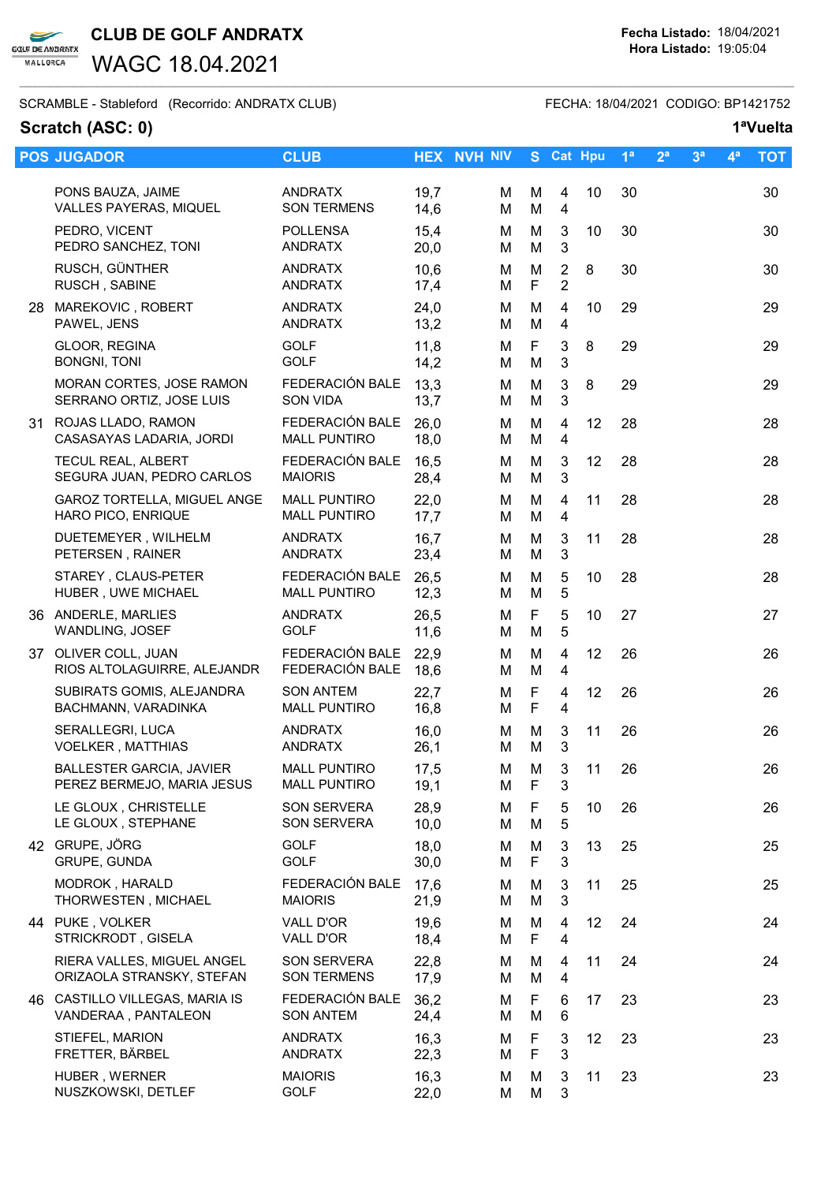# CLUB DE GOLF ANDRATX

## WAGC 18.04.2021

**Fecha Listado:** 18/04/2021
**Hora Listado:** 19:05:04

SCRAMBLE - Stableford (Recorrido: ANDRATX CLUB) FECHA: 18/04/2021 CODIGO: BP1421752

**Scratch (ASC: 0)** **1ªVuelta**

| POS | JUGADOR | CLUB | HEX | NVH | NIV | S | Cat | Hpu | 1ª | 2ª | 3ª | 4ª | TOT |
|---|---|---|---|---|---|---|---|---|---|---|---|---|---|
| | PONS BAUZA, JAIME<br>VALLES PAYERAS, MIQUEL | ANDRATX<br>SON TERMENS | 19,7<br>14,6 | | M<br>M | M<br>M | 4<br>4 | 10 | 30 | | | | 30 |
| | PEDRO, VICENT<br>PEDRO SANCHEZ, TONI | POLLENSA<br>ANDRATX | 15,4<br>20,0 | | M<br>M | M<br>M | 3<br>3 | 10 | 30 | | | | 30 |
| | RUSCH, GÜNTHER<br>RUSCH , SABINE | ANDRATX<br>ANDRATX | 10,6<br>17,4 | | M<br>M | M<br>F | 2<br>2 | 8 | 30 | | | | 30 |
| 28 | MAREKOVIC , ROBERT<br>PAWEL, JENS | ANDRATX<br>ANDRATX | 24,0<br>13,2 | | M<br>M | M<br>M | 4<br>4 | 10 | 29 | | | | 29 |
| | GLOOR, REGINA<br>BONGNI, TONI | GOLF<br>GOLF | 11,8<br>14,2 | | M<br>M | F<br>M | 3<br>3 | 8 | 29 | | | | 29 |
| | MORAN CORTES, JOSE RAMON<br>SERRANO ORTIZ, JOSE LUIS | FEDERACIÓN BALE<br>SON VIDA | 13,3<br>13,7 | | M<br>M | M<br>M | 3<br>3 | 8 | 29 | | | | 29 |
| 31 | ROJAS LLADO, RAMON<br>CASASAYAS LADARIA, JORDI | FEDERACIÓN BALE<br>MALL PUNTIRO | 26,0<br>18,0 | | M<br>M | M<br>M | 4<br>4 | 12 | 28 | | | | 28 |
| | TECUL REAL, ALBERT<br>SEGURA JUAN, PEDRO CARLOS | FEDERACIÓN BALE<br>MAIORIS | 16,5<br>28,4 | | M<br>M | M<br>M | 3<br>3 | 12 | 28 | | | | 28 |
| | GAROZ TORTELLA, MIGUEL ANGE<br>HARO PICO, ENRIQUE | MALL PUNTIRO<br>MALL PUNTIRO | 22,0<br>17,7 | | M<br>M | M<br>M | 4<br>4 | 11 | 28 | | | | 28 |
| | DUETEMEYER , WILHELM<br>PETERSEN , RAINER | ANDRATX<br>ANDRATX | 16,7<br>23,4 | | M<br>M | M<br>M | 3<br>3 | 11 | 28 | | | | 28 |
| | STAREY , CLAUS-PETER<br>HUBER , UWE MICHAEL | FEDERACIÓN BALE<br>MALL PUNTIRO | 26,5<br>12,3 | | M<br>M | M<br>M | 5<br>5 | 10 | 28 | | | | 28 |
| 36 | ANDERLE, MARLIES<br>WANDLING, JOSEF | ANDRATX<br>GOLF | 26,5<br>11,6 | | M<br>M | F<br>M | 5<br>5 | 10 | 27 | | | | 27 |
| 37 | OLIVER COLL, JUAN<br>RIOS ALTOLAGUIRRE, ALEJANDR | FEDERACIÓN BALE<br>FEDERACIÓN BALE | 22,9<br>18,6 | | M<br>M | M<br>M | 4<br>4 | 12 | 26 | | | | 26 |
| | SUBIRATS GOMIS, ALEJANDRA<br>BACHMANN, VARADINKA | SON ANTEM<br>MALL PUNTIRO | 22,7<br>16,8 | | M<br>M | F<br>F | 4<br>4 | 12 | 26 | | | | 26 |
| | SERALLEGRI, LUCA<br>VOELKER , MATTHIAS | ANDRATX<br>ANDRATX | 16,0<br>26,1 | | M<br>M | M<br>M | 3<br>3 | 11 | 26 | | | | 26 |
| | BALLESTER GARCIA, JAVIER<br>PEREZ BERMEJO, MARIA JESUS | MALL PUNTIRO<br>MALL PUNTIRO | 17,5<br>19,1 | | M<br>M | M<br>F | 3<br>3 | 11 | 26 | | | | 26 |
| | LE GLOUX , CHRISTELLE<br>LE GLOUX , STEPHANE | SON SERVERA<br>SON SERVERA | 28,9<br>10,0 | | M<br>M | F<br>M | 5<br>5 | 10 | 26 | | | | 26 |
| 42 | GRUPE, JÖRG<br>GRUPE, GUNDA | GOLF<br>GOLF | 18,0<br>30,0 | | M<br>M | M<br>F | 3<br>3 | 13 | 25 | | | | 25 |
| | MODROK , HARALD<br>THORWESTEN , MICHAEL | FEDERACIÓN BALE<br>MAIORIS | 17,6<br>21,9 | | M<br>M | M<br>M | 3<br>3 | 11 | 25 | | | | 25 |
| 44 | PUKE , VOLKER<br>STRICKRODT , GISELA | VALL D'OR<br>VALL D'OR | 19,6<br>18,4 | | M<br>M | M<br>F | 4<br>4 | 12 | 24 | | | | 24 |
| | RIERA VALLES, MIGUEL ANGEL<br>ORIZAOLA STRANSKY, STEFAN | SON SERVERA<br>SON TERMENS | 22,8<br>17,9 | | M<br>M | M<br>M | 4<br>4 | 11 | 24 | | | | 24 |
| 46 | CASTILLO VILLEGAS, MARIA IS<br>VANDERAA , PANTALEON | FEDERACIÓN BALE<br>SON ANTEM | 36,2<br>24,4 | | M<br>M | F<br>M | 6<br>6 | 17 | 23 | | | | 23 |
| | STIEFEL, MARION<br>FRETTER, BÄRBEL | ANDRATX<br>ANDRATX | 16,3<br>22,3 | | M<br>M | F<br>F | 3<br>3 | 12 | 23 | | | | 23 |
| | HUBER , WERNER<br>NUSZKOWSKI, DETLEF | MAIORIS<br>GOLF | 16,3<br>22,0 | | M<br>M | M<br>M | 3<br>3 | 11 | 23 | | | | 23 |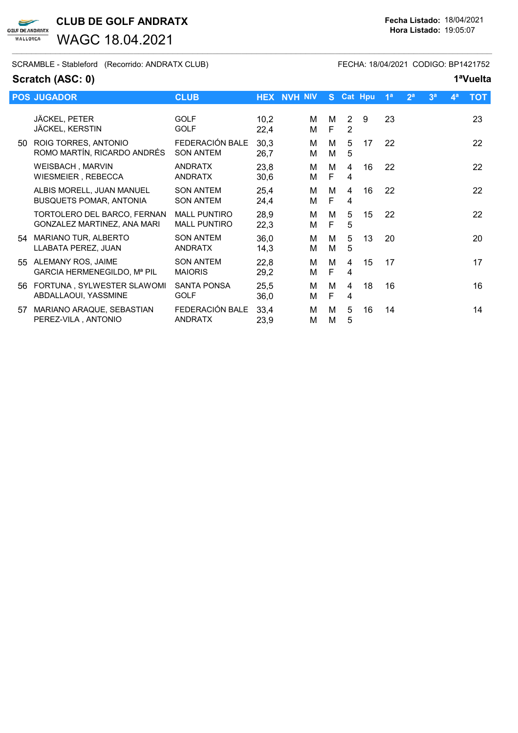# CLUB DE GOLF ANDRATX

## WAGC 18.04.2021

Fecha Listado: 18/04/2021
Hora Listado: 19:05:07

SCRAMBLE - Stableford (Recorrido: ANDRATX CLUB) FECHA: 18/04/2021 CODIGO: BP1421752

### Scratch (ASC: 0) 1ªVuelta

| POS | JUGADOR | CLUB | HEX | NVH | NIV | S | Cat | Hpu | 1ª | 2ª | 3ª | 4ª | TOT |
|---|---|---|---|---|---|---|---|---|---|---|---|---|---|
| | JÄCKEL, PETER<br>JÄCKEL, KERSTIN | GOLF<br>GOLF | 10,2<br>22,4 | | M<br>M | M<br>F | 2<br>2 | 9 | 23 | | | | 23 |
| 50 | ROIG TORRES, ANTONIO<br>ROMO MARTÍN, RICARDO ANDRÉS | FEDERACIÓN BALE<br>SON ANTEM | 30,3<br>26,7 | | M<br>M | M<br>M | 5<br>5 | 17 | 22 | | | | 22 |
| | WEISBACH , MARVIN<br>WIESMEIER , REBECCA | ANDRATX<br>ANDRATX | 23,8<br>30,6 | | M<br>M | M<br>F | 4<br>4 | 16 | 22 | | | | 22 |
| | ALBIS MORELL, JUAN MANUEL<br>BUSQUETS POMAR, ANTONIA | SON ANTEM<br>SON ANTEM | 25,4<br>24,4 | | M<br>M | M<br>F | 4<br>4 | 16 | 22 | | | | 22 |
| | TORTOLERO DEL BARCO, FERNAN<br>GONZALEZ MARTINEZ, ANA MARI | MALL PUNTIRO<br>MALL PUNTIRO | 28,9<br>22,3 | | M<br>M | M<br>F | 5<br>5 | 15 | 22 | | | | 22 |
| 54 | MARIANO TUR, ALBERTO<br>LLABATA PEREZ, JUAN | SON ANTEM<br>ANDRATX | 36,0<br>14,3 | | M<br>M | M<br>M | 5<br>5 | 13 | 20 | | | | 20 |
| 55 | ALEMANY ROS, JAIME<br>GARCIA HERMENEGILDO, Mª PIL | SON ANTEM<br>MAIORIS | 22,8<br>29,2 | | M<br>M | M<br>F | 4<br>4 | 15 | 17 | | | | 17 |
| 56 | FORTUNA , SYLWESTER SLAWOMI<br>ABDALLAOUI, YASSMINE | SANTA PONSA<br>GOLF | 25,5<br>36,0 | | M<br>M | M<br>F | 4<br>4 | 18 | 16 | | | | 16 |
| 57 | MARIANO ARAQUE, SEBASTIAN<br>PEREZ-VILA , ANTONIO | FEDERACIÓN BALE<br>ANDRATX | 33,4<br>23,9 | | M<br>M | M<br>M | 5<br>5 | 16 | 14 | | | | 14 |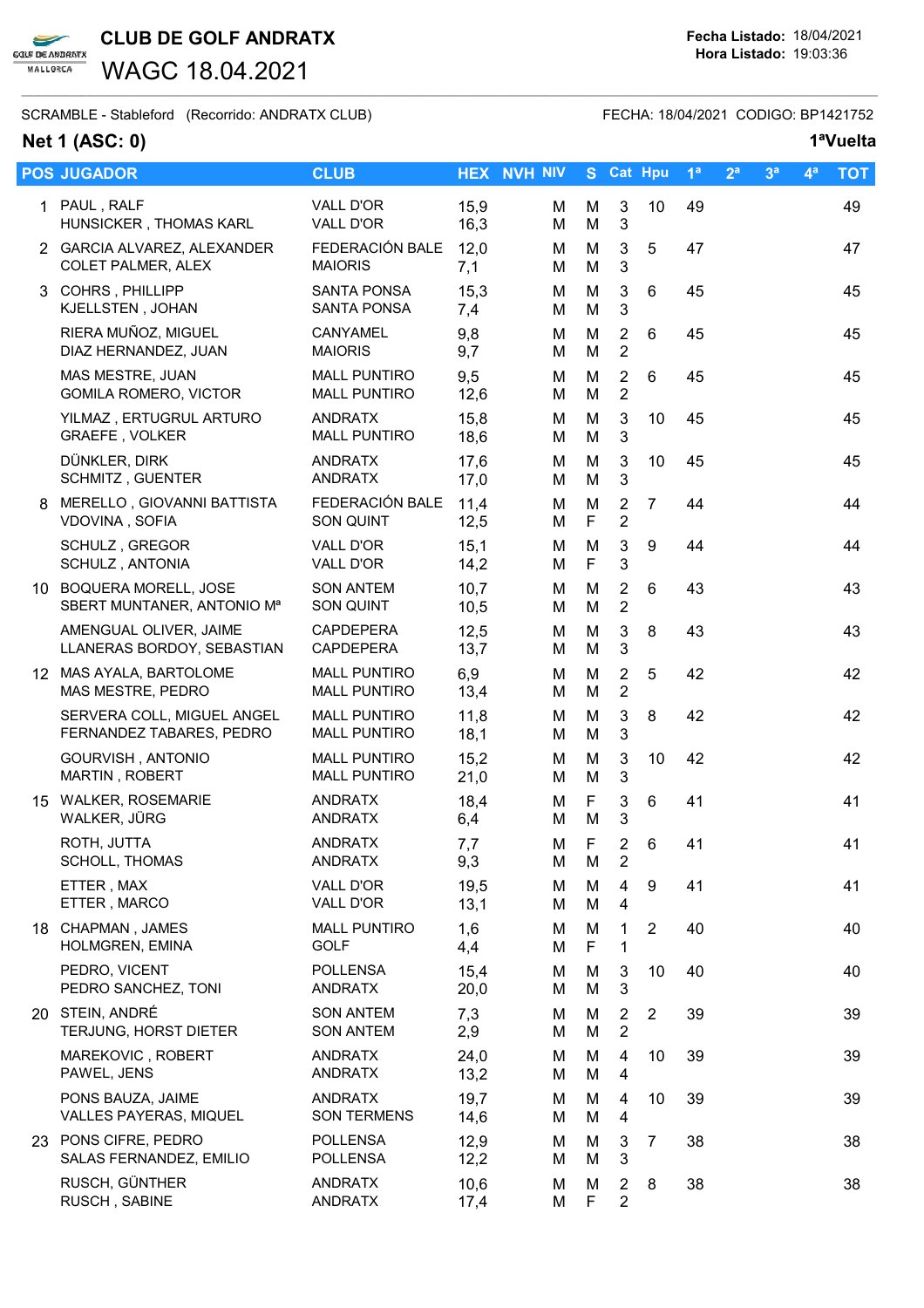# CLUB DE GOLF ANDRATX

## WAGC 18.04.2021

**Fecha Listado:** 18/04/2021
**Hora Listado:** 19:03:36

SCRAMBLE - Stableford (Recorrido: ANDRATX CLUB) FECHA: 18/04/2021 CODIGO: BP1421752

**Net 1 (ASC: 0)** **1ªVuelta**

| POS | JUGADOR | CLUB | HEX | NVH | NIV | S | Cat | Hpu | 1ª | 2ª | 3ª | 4ª | TOT |
|---|---|---|---|---|---|---|---|---|---|---|---|---|---|
| 1 | PAUL , RALF<br>HUNSICKER , THOMAS KARL | VALL D'OR<br>VALL D'OR | 15,9<br>16,3 | | M<br>M | M<br>M | 3<br>3 | 10 | 49 | | | | 49 |
| 2 | GARCIA ALVAREZ, ALEXANDER<br>COLET PALMER, ALEX | FEDERACIÓN BALE<br>MAIORIS | 12,0<br>7,1 | | M<br>M | M<br>M | 3<br>3 | 5 | 47 | | | | 47 |
| 3 | COHRS , PHILLIPP<br>KJELLSTEN , JOHAN | SANTA PONSA<br>SANTA PONSA | 15,3<br>7,4 | | M<br>M | M<br>M | 3<br>3 | 6 | 45 | | | | 45 |
| | RIERA MUÑOZ, MIGUEL<br>DIAZ HERNANDEZ, JUAN | CANYAMEL<br>MAIORIS | 9,8<br>9,7 | | M<br>M | M<br>M | 2<br>2 | 6 | 45 | | | | 45 |
| | MAS MESTRE, JUAN<br>GOMILA ROMERO, VICTOR | MALL PUNTIRO<br>MALL PUNTIRO | 9,5<br>12,6 | | M<br>M | M<br>M | 2<br>2 | 6 | 45 | | | | 45 |
| | YILMAZ , ERTUGRUL ARTURO<br>GRAEFE , VOLKER | ANDRATX<br>MALL PUNTIRO | 15,8<br>18,6 | | M<br>M | M<br>M | 3<br>3 | 10 | 45 | | | | 45 |
| | DÜNKLER, DIRK<br>SCHMITZ , GUENTER | ANDRATX<br>ANDRATX | 17,6<br>17,0 | | M<br>M | M<br>M | 3<br>3 | 10 | 45 | | | | 45 |
| 8 | MERELLO , GIOVANNI BATTISTA<br>VDOVINA , SOFIA | FEDERACIÓN BALE<br>SON QUINT | 11,4<br>12,5 | | M<br>M | M<br>F | 2<br>2 | 7 | 44 | | | | 44 |
| | SCHULZ , GREGOR<br>SCHULZ , ANTONIA | VALL D'OR<br>VALL D'OR | 15,1<br>14,2 | | M<br>M | M<br>F | 3<br>3 | 9 | 44 | | | | 44 |
| 10 | BOQUERA MORELL, JOSE<br>SBERT MUNTANER, ANTONIO Mª | SON ANTEM<br>SON QUINT | 10,7<br>10,5 | | M<br>M | M<br>M | 2<br>2 | 6 | 43 | | | | 43 |
| | AMENGUAL OLIVER, JAIME<br>LLANERAS BORDOY, SEBASTIAN | CAPDEPERA<br>CAPDEPERA | 12,5<br>13,7 | | M<br>M | M<br>M | 3<br>3 | 8 | 43 | | | | 43 |
| 12 | MAS AYALA, BARTOLOME<br>MAS MESTRE, PEDRO | MALL PUNTIRO<br>MALL PUNTIRO | 6,9<br>13,4 | | M<br>M | M<br>M | 2<br>2 | 5 | 42 | | | | 42 |
| | SERVERA COLL, MIGUEL ANGEL<br>FERNANDEZ TABARES, PEDRO | MALL PUNTIRO<br>MALL PUNTIRO | 11,8<br>18,1 | | M<br>M | M<br>M | 3<br>3 | 8 | 42 | | | | 42 |
| | GOURVISH , ANTONIO<br>MARTIN , ROBERT | MALL PUNTIRO<br>MALL PUNTIRO | 15,2<br>21,0 | | M<br>M | M<br>M | 3<br>3 | 10 | 42 | | | | 42 |
| 15 | WALKER, ROSEMARIE<br>WALKER, JÜRG | ANDRATX<br>ANDRATX | 18,4<br>6,4 | | M<br>M | F<br>M | 3<br>3 | 6 | 41 | | | | 41 |
| | ROTH, JUTTA<br>SCHOLL, THOMAS | ANDRATX<br>ANDRATX | 7,7<br>9,3 | | M<br>M | F<br>M | 2<br>2 | 6 | 41 | | | | 41 |
| | ETTER , MAX<br>ETTER , MARCO | VALL D'OR<br>VALL D'OR | 19,5<br>13,1 | | M<br>M | M<br>M | 4<br>4 | 9 | 41 | | | | 41 |
| 18 | CHAPMAN , JAMES<br>HOLMGREN, EMINA | MALL PUNTIRO<br>GOLF | 1,6<br>4,4 | | M<br>M | M<br>F | 1<br>1 | 2 | 40 | | | | 40 |
| | PEDRO, VICENT<br>PEDRO SANCHEZ, TONI | POLLENSA<br>ANDRATX | 15,4<br>20,0 | | M<br>M | M<br>M | 3<br>3 | 10 | 40 | | | | 40 |
| 20 | STEIN, ANDRÉ<br>TERJUNG, HORST DIETER | SON ANTEM<br>SON ANTEM | 7,3<br>2,9 | | M<br>M | M<br>M | 2<br>2 | 2 | 39 | | | | 39 |
| | MAREKOVIC , ROBERT<br>PAWEL, JENS | ANDRATX<br>ANDRATX | 24,0<br>13,2 | | M<br>M | M<br>M | 4<br>4 | 10 | 39 | | | | 39 |
| | PONS BAUZA, JAIME<br>VALLES PAYERAS, MIQUEL | ANDRATX<br>SON TERMENS | 19,7<br>14,6 | | M<br>M | M<br>M | 4<br>4 | 10 | 39 | | | | 39 |
| 23 | PONS CIFRE, PEDRO<br>SALAS FERNANDEZ, EMILIO | POLLENSA<br>POLLENSA | 12,9<br>12,2 | | M<br>M | M<br>M | 3<br>3 | 7 | 38 | | | | 38 |
| | RUSCH, GÜNTHER<br>RUSCH , SABINE | ANDRATX<br>ANDRATX | 10,6<br>17,4 | | M<br>M | M<br>F | 2<br>2 | 8 | 38 | | | | 38 |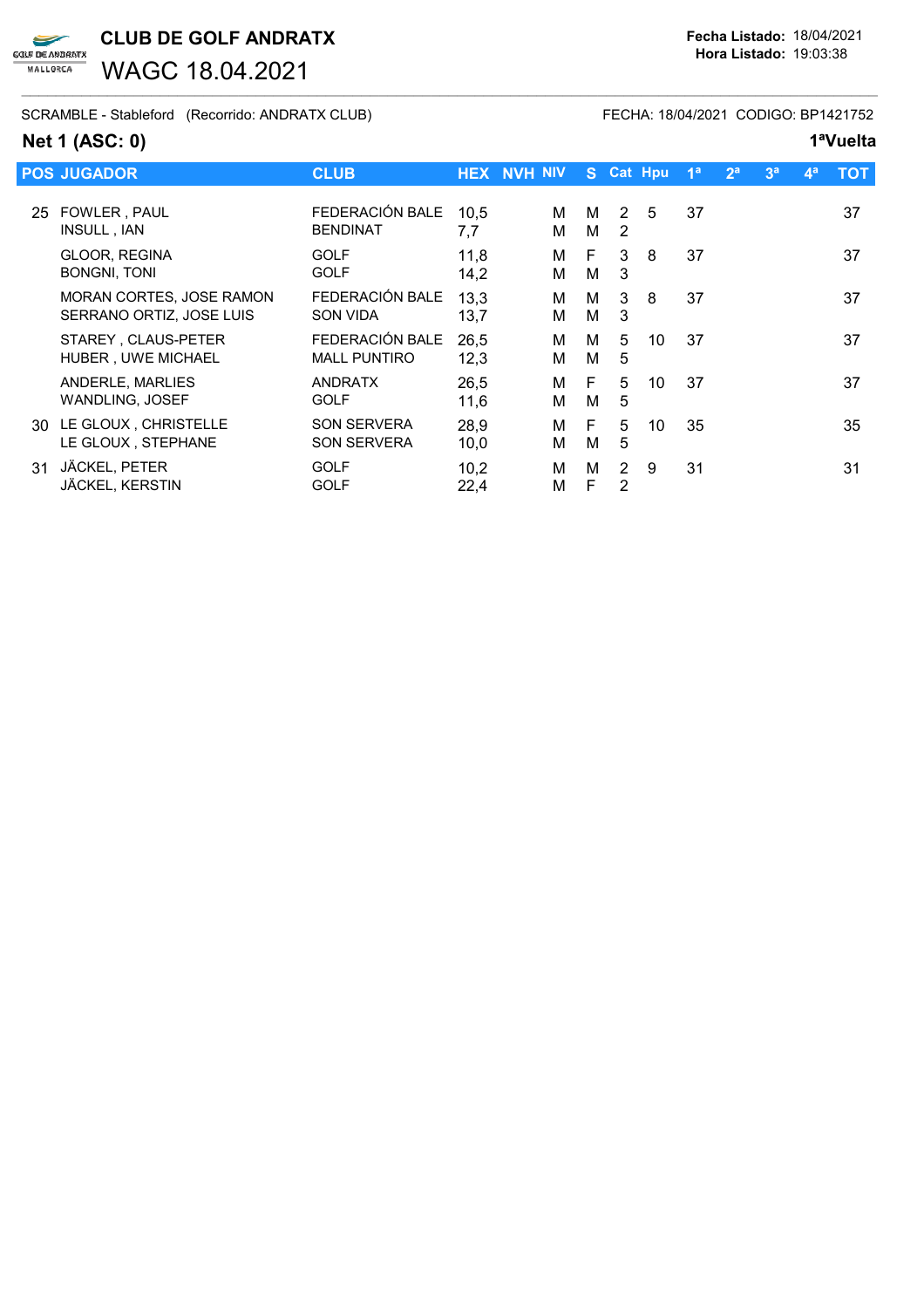# CLUB DE GOLF ANDRATX

## WAGC 18.04.2021

**Fecha Listado:** 18/04/2021
**Hora Listado:** 19:03:38

SCRAMBLE - Stableford (Recorrido: ANDRATX CLUB) FECHA: 18/04/2021 CODIGO: BP1421752

### Net 1 (ASC: 0)

**1ªVuelta**

| POS | JUGADOR | CLUB | HEX | NVH | NIV | S | Cat | Hpu | 1ª | 2ª | 3ª | 4ª | TOT |
|---|---|---|---|---|---|---|---|---|---|---|---|---|---|
| 25 | FOWLER , PAUL | FEDERACIÓN BALE | 10,5 | | M | M | 2 | 5 | 37 | | | | 37 |
| | INSULL , IAN | BENDINAT | 7,7 | | M | M | 2 | | | | | | |
| | GLOOR, REGINA | GOLF | 11,8 | | M | F | 3 | 8 | 37 | | | | 37 |
| | BONGNI, TONI | GOLF | 14,2 | | M | M | 3 | | | | | | |
| | MORAN CORTES, JOSE RAMON | FEDERACIÓN BALE | 13,3 | | M | M | 3 | 8 | 37 | | | | 37 |
| | SERRANO ORTIZ, JOSE LUIS | SON VIDA | 13,7 | | M | M | 3 | | | | | | |
| | STAREY , CLAUS-PETER | FEDERACIÓN BALE | 26,5 | | M | M | 5 | 10 | 37 | | | | 37 |
| | HUBER , UWE MICHAEL | MALL PUNTIRO | 12,3 | | M | M | 5 | | | | | | |
| | ANDERLE, MARLIES | ANDRATX | 26,5 | | M | F | 5 | 10 | 37 | | | | 37 |
| | WANDLING, JOSEF | GOLF | 11,6 | | M | M | 5 | | | | | | |
| 30 | LE GLOUX , CHRISTELLE | SON SERVERA | 28,9 | | M | F | 5 | 10 | 35 | | | | 35 |
| | LE GLOUX , STEPHANE | SON SERVERA | 10,0 | | M | M | 5 | | | | | | |
| 31 | JÄCKEL, PETER | GOLF | 10,2 | | M | M | 2 | 9 | 31 | | | | 31 |
| | JÄCKEL, KERSTIN | GOLF | 22,4 | | M | F | 2 | | | | | | |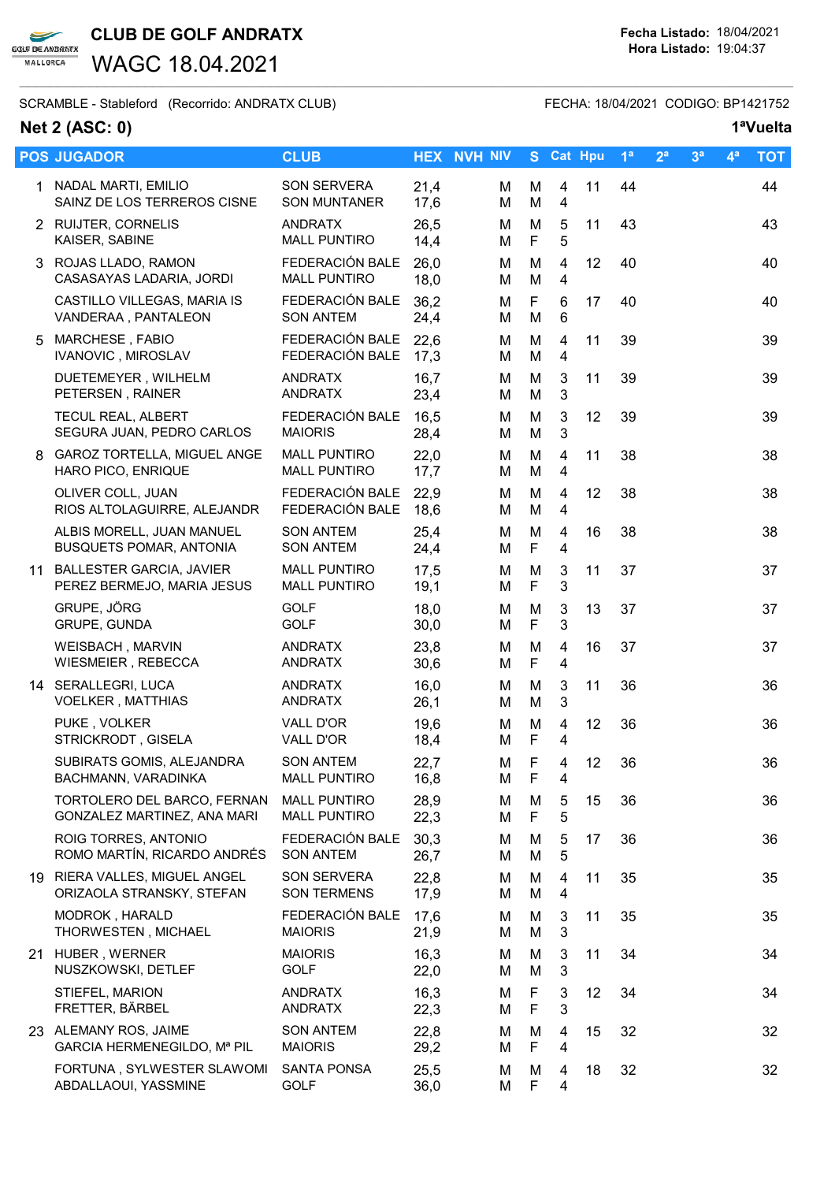# CLUB DE GOLF ANDRATX

## WAGC 18.04.2021

Fecha Listado: 18/04/2021
Hora Listado: 19:04:37

SCRAMBLE - Stableford (Recorrido: ANDRATX CLUB) FECHA: 18/04/2021 CODIGO: BP1421752

**Net 2 (ASC: 0)** **1ªVuelta**

| POS | JUGADOR | CLUB | HEX | NVH | NIV | S | Cat | Hpu | 1ª | 2ª | 3ª | 4ª | TOT |
|---|---|---|---|---|---|---|---|---|---|---|---|---|---|
| 1 | NADAL MARTI, EMILIO<br>SAINZ DE LOS TERREROS CISNE | SON SERVERA<br>SON MUNTANER | 21,4<br>17,6 | | M<br>M | M<br>M | 4<br>4 | 11 | 44 | | | | 44 |
| 2 | RUIJTER, CORNELIS<br>KAISER, SABINE | ANDRATX<br>MALL PUNTIRO | 26,5<br>14,4 | | M<br>M | M<br>F | 5<br>5 | 11 | 43 | | | | 43 |
| 3 | ROJAS LLADO, RAMON<br>CASASAYAS LADARIA, JORDI | FEDERACIÓN BALE<br>MALL PUNTIRO | 26,0<br>18,0 | | M<br>M | M<br>M | 4<br>4 | 12 | 40 | | | | 40 |
| | CASTILLO VILLEGAS, MARIA IS<br>VANDERAA , PANTALEON | FEDERACIÓN BALE<br>SON ANTEM | 36,2<br>24,4 | | M<br>M | F<br>M | 6<br>6 | 17 | 40 | | | | 40 |
| 5 | MARCHESE , FABIO<br>IVANOVIC , MIROSLAV | FEDERACIÓN BALE<br>FEDERACIÓN BALE | 22,6<br>17,3 | | M<br>M | M<br>M | 4<br>4 | 11 | 39 | | | | 39 |
| | DUETEMEYER , WILHELM<br>PETERSEN , RAINER | ANDRATX<br>ANDRATX | 16,7<br>23,4 | | M<br>M | M<br>M | 3<br>3 | 11 | 39 | | | | 39 |
| | TECUL REAL, ALBERT<br>SEGURA JUAN, PEDRO CARLOS | FEDERACIÓN BALE<br>MAIORIS | 16,5<br>28,4 | | M<br>M | M<br>M | 3<br>3 | 12 | 39 | | | | 39 |
| 8 | GAROZ TORTELLA, MIGUEL ANGE<br>HARO PICO, ENRIQUE | MALL PUNTIRO<br>MALL PUNTIRO | 22,0<br>17,7 | | M<br>M | M<br>M | 4<br>4 | 11 | 38 | | | | 38 |
| | OLIVER COLL, JUAN<br>RIOS ALTOLAGUIRRE, ALEJANDR | FEDERACIÓN BALE<br>FEDERACIÓN BALE | 22,9<br>18,6 | | M<br>M | M<br>M | 4<br>4 | 12 | 38 | | | | 38 |
| | ALBIS MORELL, JUAN MANUEL<br>BUSQUETS POMAR, ANTONIA | SON ANTEM<br>SON ANTEM | 25,4<br>24,4 | | M<br>M | M<br>F | 4<br>4 | 16 | 38 | | | | 38 |
| 11 | BALLESTER GARCIA, JAVIER<br>PEREZ BERMEJO, MARIA JESUS | MALL PUNTIRO<br>MALL PUNTIRO | 17,5<br>19,1 | | M<br>M | M<br>F | 3<br>3 | 11 | 37 | | | | 37 |
| | GRUPE, JÖRG<br>GRUPE, GUNDA | GOLF<br>GOLF | 18,0<br>30,0 | | M<br>M | M<br>F | 3<br>3 | 13 | 37 | | | | 37 |
| | WEISBACH , MARVIN<br>WIESMEIER , REBECCA | ANDRATX<br>ANDRATX | 23,8<br>30,6 | | M<br>M | M<br>F | 4<br>4 | 16 | 37 | | | | 37 |
| 14 | SERALLEGRI, LUCA<br>VOELKER , MATTHIAS | ANDRATX<br>ANDRATX | 16,0<br>26,1 | | M<br>M | M<br>M | 3<br>3 | 11 | 36 | | | | 36 |
| | PUKE , VOLKER<br>STRICKRODT , GISELA | VALL D'OR<br>VALL D'OR | 19,6<br>18,4 | | M<br>M | M<br>F | 4<br>4 | 12 | 36 | | | | 36 |
| | SUBIRATS GOMIS, ALEJANDRA<br>BACHMANN, VARADINKA | SON ANTEM<br>MALL PUNTIRO | 22,7<br>16,8 | | M<br>M | F<br>F | 4<br>4 | 12 | 36 | | | | 36 |
| | TORTOLERO DEL BARCO, FERNAN<br>GONZALEZ MARTINEZ, ANA MARI | MALL PUNTIRO<br>MALL PUNTIRO | 28,9<br>22,3 | | M<br>M | M<br>F | 5<br>5 | 15 | 36 | | | | 36 |
| | ROIG TORRES, ANTONIO<br>ROMO MARTÍN, RICARDO ANDRÉS | FEDERACIÓN BALE<br>SON ANTEM | 30,3<br>26,7 | | M<br>M | M<br>M | 5<br>5 | 17 | 36 | | | | 36 |
| 19 | RIERA VALLES, MIGUEL ANGEL<br>ORIZAOLA STRANSKY, STEFAN | SON SERVERA<br>SON TERMENS | 22,8<br>17,9 | | M<br>M | M<br>M | 4<br>4 | 11 | 35 | | | | 35 |
| | MODROK , HARALD<br>THORWESTEN , MICHAEL | FEDERACIÓN BALE<br>MAIORIS | 17,6<br>21,9 | | M<br>M | M<br>M | 3<br>3 | 11 | 35 | | | | 35 |
| 21 | HUBER , WERNER<br>NUSZKOWSKI, DETLEF | MAIORIS<br>GOLF | 16,3<br>22,0 | | M<br>M | M<br>M | 3<br>3 | 11 | 34 | | | | 34 |
| | STIEFEL, MARION<br>FRETTER, BÄRBEL | ANDRATX<br>ANDRATX | 16,3<br>22,3 | | M<br>M | F<br>F | 3<br>3 | 12 | 34 | | | | 34 |
| 23 | ALEMANY ROS, JAIME<br>GARCIA HERMENEGILDO, Mª PIL | SON ANTEM<br>MAIORIS | 22,8<br>29,2 | | M<br>M | M<br>F | 4<br>4 | 15 | 32 | | | | 32 |
| | FORTUNA , SYLWESTER SLAWOMI<br>ABDALLAOUI, YASSMINE | SANTA PONSA<br>GOLF | 25,5<br>36,0 | | M<br>M | M<br>F | 4<br>4 | 18 | 32 | | | | 32 |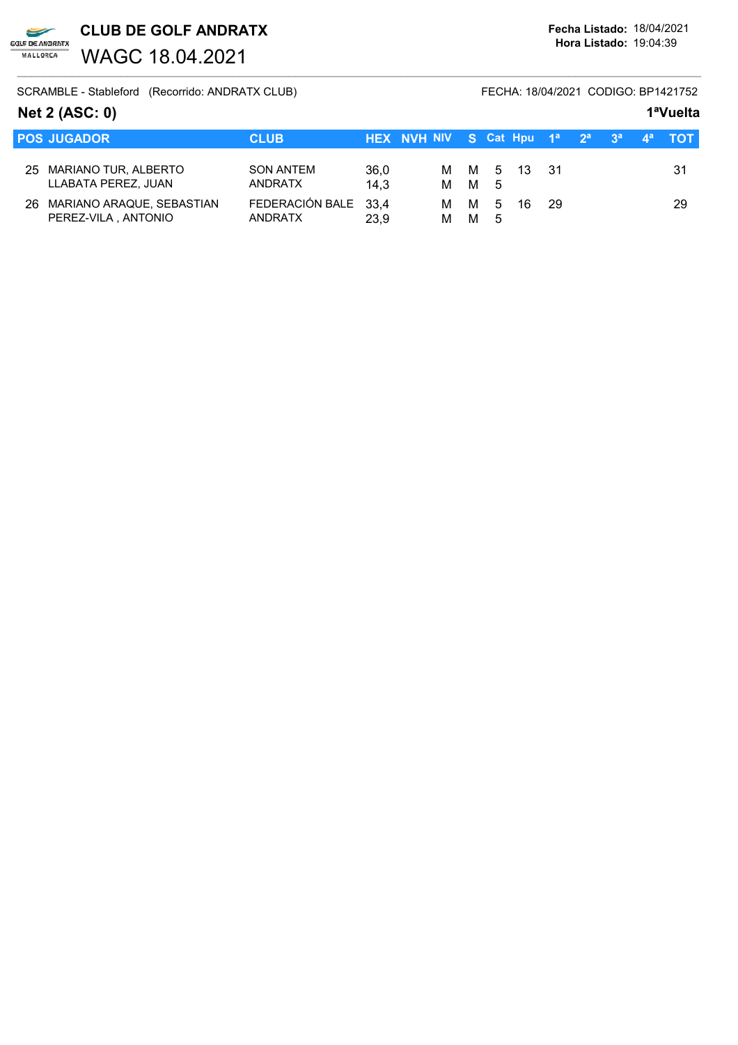# CLUB DE GOLF ANDRATX

WAGC 18.04.2021

**Fecha Listado:** 18/04/2021
**Hora Listado:** 19:04:39

SCRAMBLE - Stableford (Recorrido: ANDRATX CLUB)

FECHA: 18/04/2021 CODIGO: BP1421752

## Net 2 (ASC: 0)

**1ªVuelta**

| POS | JUGADOR | CLUB | HEX | NVH | NIV | S | Cat | Hpu | 1ª | 2ª | 3ª | 4ª | TOT |
|---|---|---|---|---|---|---|---|---|---|---|---|---|---|
| 25 | MARIANO TUR, ALBERTO | SON ANTEM | 36,0 | | M | M | 5 | 13 | 31 | | | | 31 |
| | LLABATA PEREZ, JUAN | ANDRATX | 14,3 | | M | M | 5 | | | | | | |
| 26 | MARIANO ARAQUE, SEBASTIAN | FEDERACIÓN BALE | 33,4 | | M | M | 5 | 16 | 29 | | | | 29 |
| | PEREZ-VILA , ANTONIO | ANDRATX | 23,9 | | M | M | 5 | | | | | | |